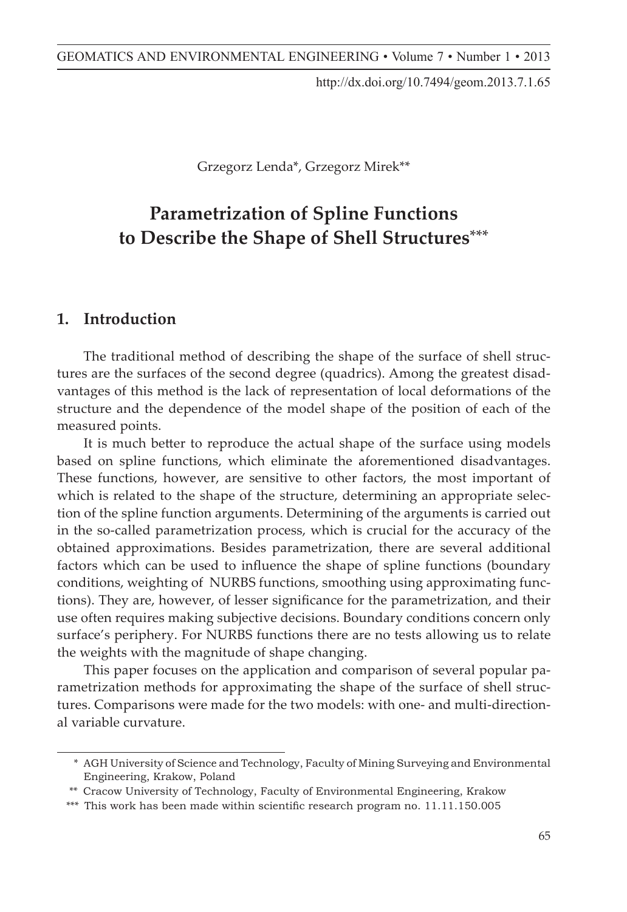Grzegorz Lenda*, Grzegorz Mirek**

# Parametrization of Spline Functions to Describe the Shape of Shell Structures***

## 1. Introduction

The traditional method of describing the shape of the surface of shell structures are the surfaces of the second degree (quadrics). Among the greatest disadvantages of this method is the lack of representation of local deformations of the structure and the dependence of the model shape of the position of each of the measured points.

It is much better to reproduce the actual shape of the surface using models based on spline functions, which eliminate the aforementioned disadvantages. These functions, however, are sensitive to other factors, the most important of which is related to the shape of the structure, determining an appropriate selection of the spline function arguments. Determining of the arguments is carried out in the so-called parametrization process, which is crucial for the accuracy of the obtained approximations. Besides parametrization, there are several additional factors which can be used to influence the shape of spline functions (boundary conditions, weighting of NURBS functions, smoothing using approximating functions). They are, however, of lesser significance for the parametrization, and their use often requires making subjective decisions. Boundary conditions concern only surface's periphery. For NURBS functions there are no tests allowing us to relate the weights with the magnitude of shape changing.

This paper focuses on the application and comparison of several popular parametrization methods for approximating the shape of the surface of shell structures. Comparisons were made for the two models: with one- and multi-directional variable curvature.

---

\* AGH University of Science and Technology, Faculty of Mining Surveying and Environmental Engineering, Krakow, Poland

\*\* Cracow University of Technology, Faculty of Environmental Engineering, Krakow

\*\*\* This work has been made within scientific research program no. 11.11.150.005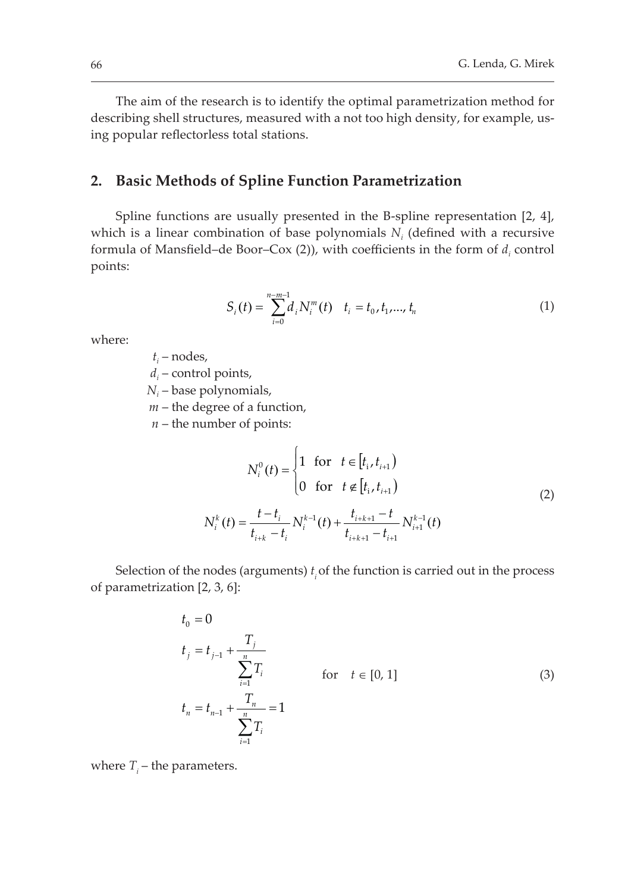The aim of the research is to identify the optimal parametrization method for describing shell structures, measured with a not too high density, for example, using popular reflectorless total stations.

## 2. Basic Methods of Spline Function Parametrization

Spline functions are usually presented in the B-spline representation [2, 4], which is a linear combination of base polynomials $N_i$ (defined with a recursive formula of Mansfield–de Boor–Cox (2)), with coefficients in the form of $d_i$ control points:

$$S_i(t) = \sum_{i=0}^{n-m-1} d_i N_i^m(t) \quad t_i = t_0, t_1, \ldots, t_n \tag{1}$$

where:

- $t_i$ – nodes,
- $d_i$ – control points,
- $N_i$ – base polynomials,
- $m$ – the degree of a function,
- $n$ – the number of points:

$$\begin{gathered} N_i^0(t) = \begin{cases} 1 & \text{for} \quad t \in [t_i, t_{i+1}) \\ 0 & \text{for} \quad t \notin [t_i, t_{i+1}) \end{cases} \\ N_i^k(t) = \frac{t - t_i}{t_{i+k} - t_i} N_i^{k-1}(t) + \frac{t_{i+k+1} - t}{t_{i+k+1} - t_{i+1}} N_{i+1}^{k-1}(t) \end{gathered} \tag{2}$$

Selection of the nodes (arguments) $t_i$ of the function is carried out in the process of parametrization [2, 3, 6]:

$$\begin{aligned} t_0 &= 0 \\ t_j &= t_{j-1} + \frac{T_j}{\sum_{i=1}^{n} T_i} \qquad \text{for} \quad t \in [0, 1] \\ t_n &= t_{n-1} + \frac{T_n}{\sum_{i=1}^{n} T_i} = 1 \end{aligned} \tag{3}$$

where $T_i$ – the parameters.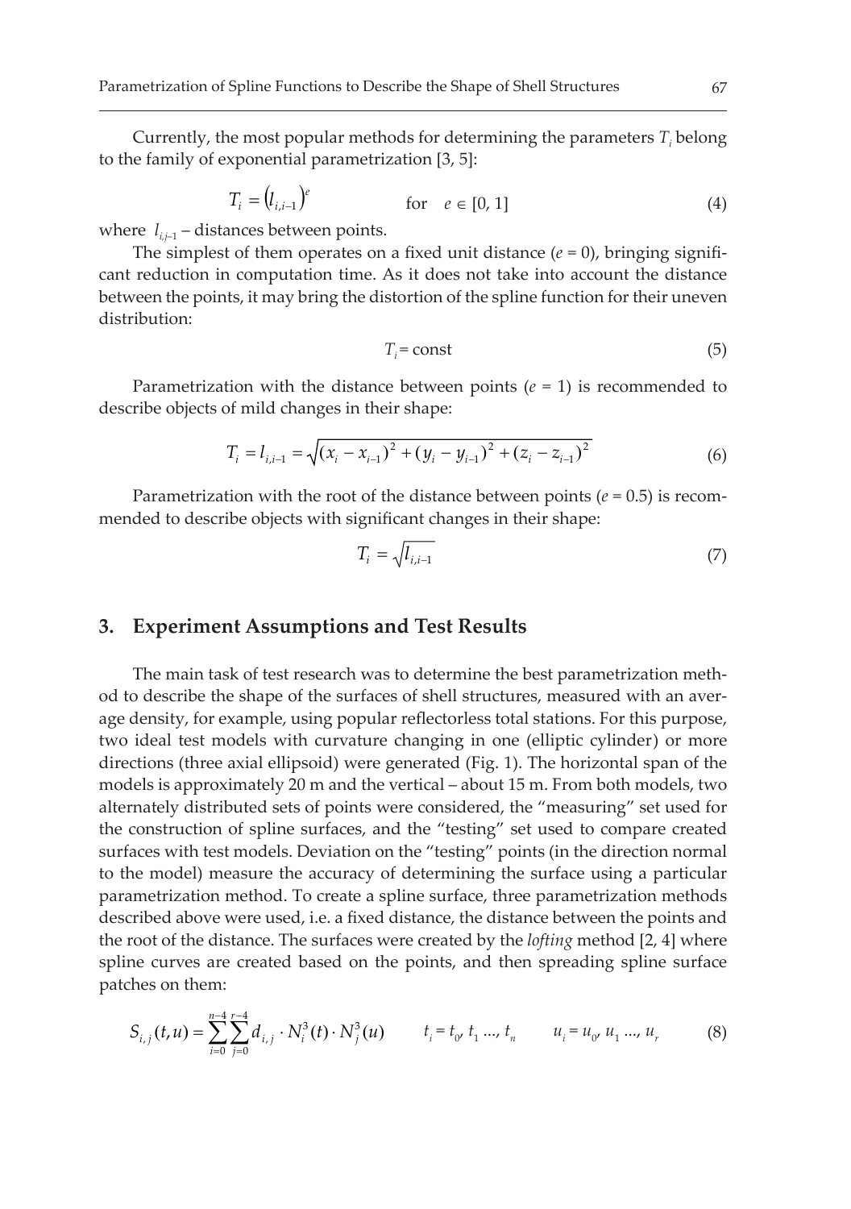Currently, the most popular methods for determining the parameters $T_i$ belong to the family of exponential parametrization [3, 5]:

$$T_i = \left(l_{i,i-1}\right)^e \qquad \text{for} \quad e \in [0, 1] \tag{4}$$

where $l_{i,j-1}$ – distances between points.

The simplest of them operates on a fixed unit distance ($e = 0$), bringing significant reduction in computation time. As it does not take into account the distance between the points, it may bring the distortion of the spline function for their uneven distribution:

$$T_i = \text{const} \tag{5}$$

Parametrization with the distance between points ($e = 1$) is recommended to describe objects of mild changes in their shape:

$$T_i = l_{i,i-1} = \sqrt{(x_i - x_{i-1})^2 + (y_i - y_{i-1})^2 + (z_i - z_{i-1})^2} \tag{6}$$

Parametrization with the root of the distance between points ($e = 0.5$) is recommended to describe objects with significant changes in their shape:

$$T_i = \sqrt{l_{i,i-1}} \tag{7}$$

## 3. Experiment Assumptions and Test Results

The main task of test research was to determine the best parametrization method to describe the shape of the surfaces of shell structures, measured with an average density, for example, using popular reflectorless total stations. For this purpose, two ideal test models with curvature changing in one (elliptic cylinder) or more directions (three axial ellipsoid) were generated (Fig. 1). The horizontal span of the models is approximately 20 m and the vertical – about 15 m. From both models, two alternately distributed sets of points were considered, the "measuring" set used for the construction of spline surfaces, and the "testing" set used to compare created surfaces with test models. Deviation on the "testing" points (in the direction normal to the model) measure the accuracy of determining the surface using a particular parametrization method. To create a spline surface, three parametrization methods described above were used, i.e. a fixed distance, the distance between the points and the root of the distance. The surfaces were created by the *lofting* method [2, 4] where spline curves are created based on the points, and then spreading spline surface patches on them:

$$S_{i,j}(t,u) = \sum_{i=0}^{n-4} \sum_{j=0}^{r-4} d_{i,j} \cdot N_i^3(t) \cdot N_j^3(u) \qquad t_i = t_0, t_1 \ldots, t_n \qquad u_i = u_0, u_1 \ldots, u_r \tag{8}$$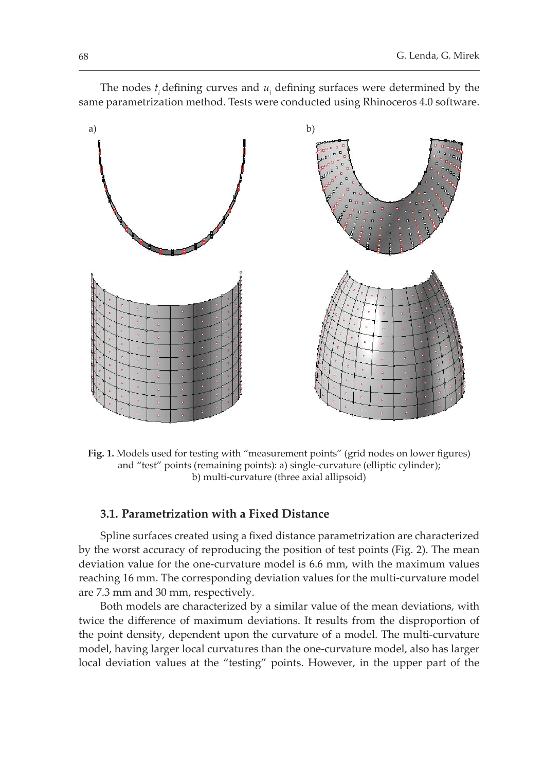The nodes $t_i$ defining curves and $u_i$ defining surfaces were determined by the same parametrization method. Tests were conducted using Rhinoceros 4.0 software.

**Fig. 1.** Models used for testing with "measurement points" (grid nodes on lower figures) and "test" points (remaining points): a) single-curvature (elliptic cylinder); b) multi-curvature (three axial allipsoid)

### 3.1. Parametrization with a Fixed Distance

Spline surfaces created using a fixed distance parametrization are characterized by the worst accuracy of reproducing the position of test points (Fig. 2). The mean deviation value for the one-curvature model is 6.6 mm, with the maximum values reaching 16 mm. The corresponding deviation values for the multi-curvature model are 7.3 mm and 30 mm, respectively.

Both models are characterized by a similar value of the mean deviations, with twice the difference of maximum deviations. It results from the disproportion of the point density, dependent upon the curvature of a model. The multi-curvature model, having larger local curvatures than the one-curvature model, also has larger local deviation values at the "testing" points. However, in the upper part of the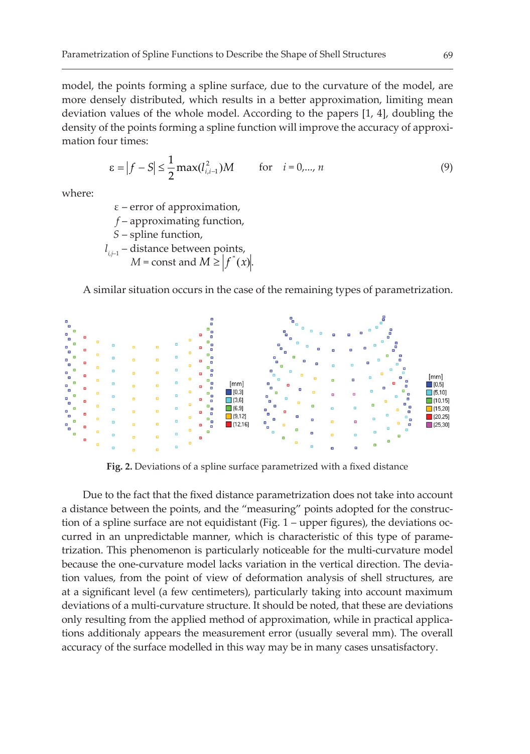model, the points forming a spline surface, due to the curvature of the model, are more densely distributed, which results in a better approximation, limiting mean deviation values of the whole model. According to the papers [1, 4], doubling the density of the points forming a spline function will improve the accuracy of approximation four times:

$$\varepsilon = |f - S| \leq \frac{1}{2}\max(l_{i,i-1}^{2})M \qquad \text{for} \quad i = 0,\ldots, n \tag{9}$$

where:

- $\varepsilon$ – error of approximation,
- $f$ – approximating function,
- $S$ – spline function,
- $l_{i,j-1}$ – distance between points,
- $M = \text{const}$ and $M \geq |f''(x)|$.

A similar situation occurs in the case of the remaining types of parametrization.

**Fig. 2.** Deviations of a spline surface parametrized with a fixed distance

Due to the fact that the fixed distance parametrization does not take into account a distance between the points, and the "measuring" points adopted for the construction of a spline surface are not equidistant (Fig. 1 – upper figures), the deviations occurred in an unpredictable manner, which is characteristic of this type of parametrization. This phenomenon is particularly noticeable for the multi-curvature model because the one-curvature model lacks variation in the vertical direction. The deviation values, from the point of view of deformation analysis of shell structures, are at a significant level (a few centimeters), particularly taking into account maximum deviations of a multi-curvature structure. It should be noted, that these are deviations only resulting from the applied method of approximation, while in practical applications additionaly appears the measurement error (usually several mm). The overall accuracy of the surface modelled in this way may be in many cases unsatisfactory.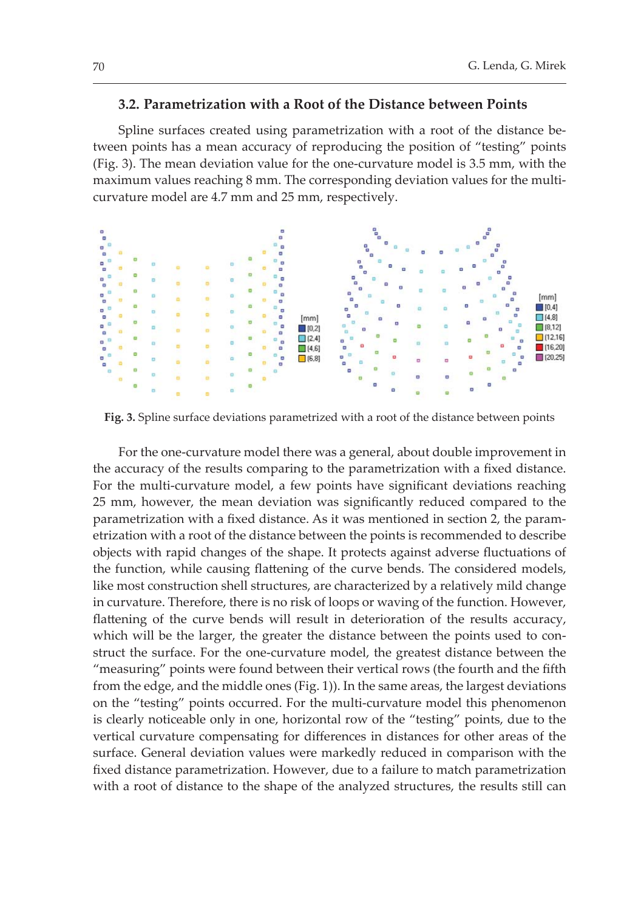### 3.2. Parametrization with a Root of the Distance between Points

Spline surfaces created using parametrization with a root of the distance between points has a mean accuracy of reproducing the position of "testing" points (Fig. 3). The mean deviation value for the one-curvature model is 3.5 mm, with the maximum values reaching 8 mm. The corresponding deviation values for the multi-curvature model are 4.7 mm and 25 mm, respectively.

**Fig. 3.** Spline surface deviations parametrized with a root of the distance between points

For the one-curvature model there was a general, about double improvement in the accuracy of the results comparing to the parametrization with a fixed distance. For the multi-curvature model, a few points have significant deviations reaching 25 mm, however, the mean deviation was significantly reduced compared to the parametrization with a fixed distance. As it was mentioned in section 2, the parametrization with a root of the distance between the points is recommended to describe objects with rapid changes of the shape. It protects against adverse fluctuations of the function, while causing flattening of the curve bends. The considered models, like most construction shell structures, are characterized by a relatively mild change in curvature. Therefore, there is no risk of loops or waving of the function. However, flattening of the curve bends will result in deterioration of the results accuracy, which will be the larger, the greater the distance between the points used to construct the surface. For the one-curvature model, the greatest distance between the "measuring" points were found between their vertical rows (the fourth and the fifth from the edge, and the middle ones (Fig. 1)). In the same areas, the largest deviations on the "testing" points occurred. For the multi-curvature model this phenomenon is clearly noticeable only in one, horizontal row of the "testing" points, due to the vertical curvature compensating for differences in distances for other areas of the surface. General deviation values were markedly reduced in comparison with the fixed distance parametrization. However, due to a failure to match parametrization with a root of distance to the shape of the analyzed structures, the results still can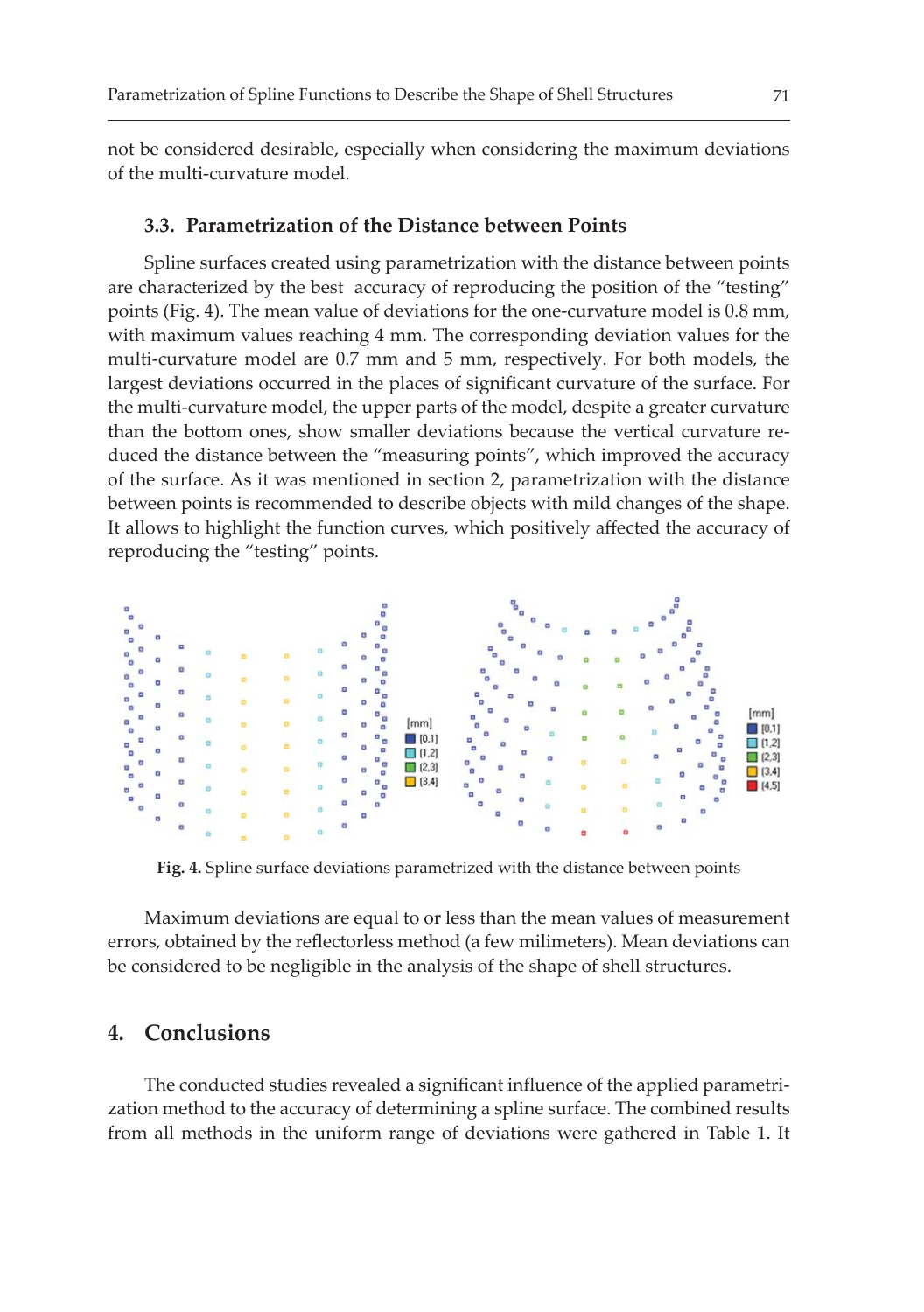not be considered desirable, especially when considering the maximum deviations of the multi-curvature model.

### 3.3. Parametrization of the Distance between Points

Spline surfaces created using parametrization with the distance between points are characterized by the best accuracy of reproducing the position of the "testing" points (Fig. 4). The mean value of deviations for the one-curvature model is 0.8 mm, with maximum values reaching 4 mm. The corresponding deviation values for the multi-curvature model are 0.7 mm and 5 mm, respectively. For both models, the largest deviations occurred in the places of significant curvature of the surface. For the multi-curvature model, the upper parts of the model, despite a greater curvature than the bottom ones, show smaller deviations because the vertical curvature reduced the distance between the "measuring points", which improved the accuracy of the surface. As it was mentioned in section 2, parametrization with the distance between points is recommended to describe objects with mild changes of the shape. It allows to highlight the function curves, which positively affected the accuracy of reproducing the "testing" points.

**Fig. 4.** Spline surface deviations parametrized with the distance between points

Maximum deviations are equal to or less than the mean values of measurement errors, obtained by the reflectorless method (a few milimeters). Mean deviations can be considered to be negligible in the analysis of the shape of shell structures.

## 4. Conclusions

The conducted studies revealed a significant influence of the applied parametrization method to the accuracy of determining a spline surface. The combined results from all methods in the uniform range of deviations were gathered in Table 1. It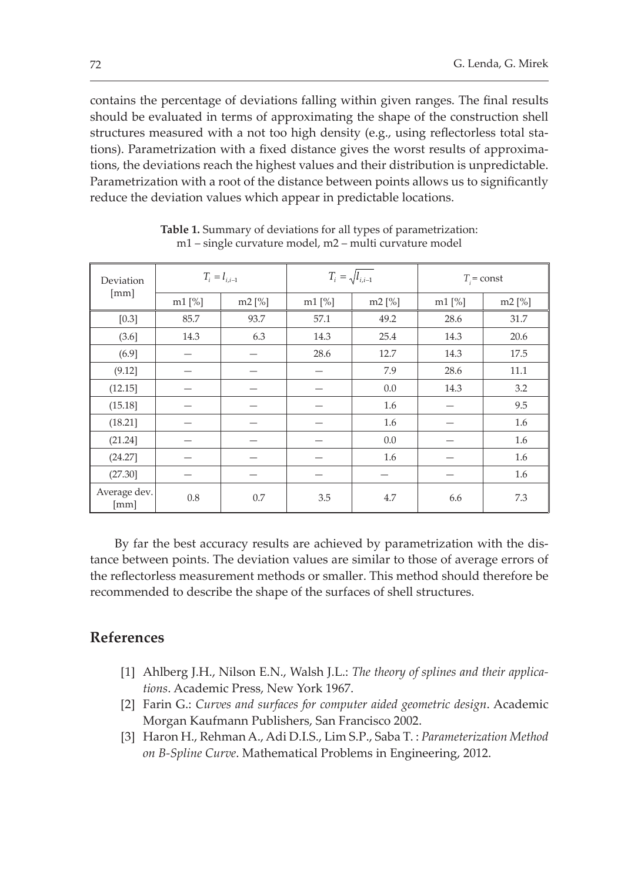contains the percentage of deviations falling within given ranges. The final results should be evaluated in terms of approximating the shape of the construction shell structures measured with a not too high density (e.g., using reflectorless total stations). Parametrization with a fixed distance gives the worst results of approximations, the deviations reach the highest values and their distribution is unpredictable. Parametrization with a root of the distance between points allows us to significantly reduce the deviation values which appear in predictable locations.

**Table 1.** Summary of deviations for all types of parametrization: m1 – single curvature model, m2 – multi curvature model

| Deviation [mm] | $T_i = l_{i,i-1}$ | | $T_i = \sqrt{l_{i,i-1}}$ | | $T_i$ = const | |
|---|---|---|---|---|---|---|
| | m1 [%] | m2 [%] | m1 [%] | m2 [%] | m1 [%] | m2 [%] |
| [0.3] | 85.7 | 93.7 | 57.1 | 49.2 | 28.6 | 31.7 |
| (3.6] | 14.3 | 6.3 | 14.3 | 25.4 | 14.3 | 20.6 |
| (6.9] | — | — | 28.6 | 12.7 | 14.3 | 17.5 |
| (9.12] | — | — | — | 7.9 | 28.6 | 11.1 |
| (12.15] | — | — | — | 0.0 | 14.3 | 3.2 |
| (15.18] | — | — | — | 1.6 | — | 9.5 |
| (18.21] | — | — | — | 1.6 | — | 1.6 |
| (21.24] | — | — | — | 0.0 | — | 1.6 |
| (24.27] | — | — | — | 1.6 | — | 1.6 |
| (27.30] | — | — | — | — | — | 1.6 |
| Average dev. [mm] | 0.8 | 0.7 | 3.5 | 4.7 | 6.6 | 7.3 |

By far the best accuracy results are achieved by parametrization with the distance between points. The deviation values are similar to those of average errors of the reflectorless measurement methods or smaller. This method should therefore be recommended to describe the shape of the surfaces of shell structures.

## References

[1] Ahlberg J.H., Nilson E.N., Walsh J.L.: *The theory of splines and their applications*. Academic Press, New York 1967.

[2] Farin G.: *Curves and surfaces for computer aided geometric design*. Academic Morgan Kaufmann Publishers, San Francisco 2002.

[3] Haron H., Rehman A., Adi D.I.S., Lim S.P., Saba T. : *Parameterization Method on B-Spline Curve*. Mathematical Problems in Engineering, 2012.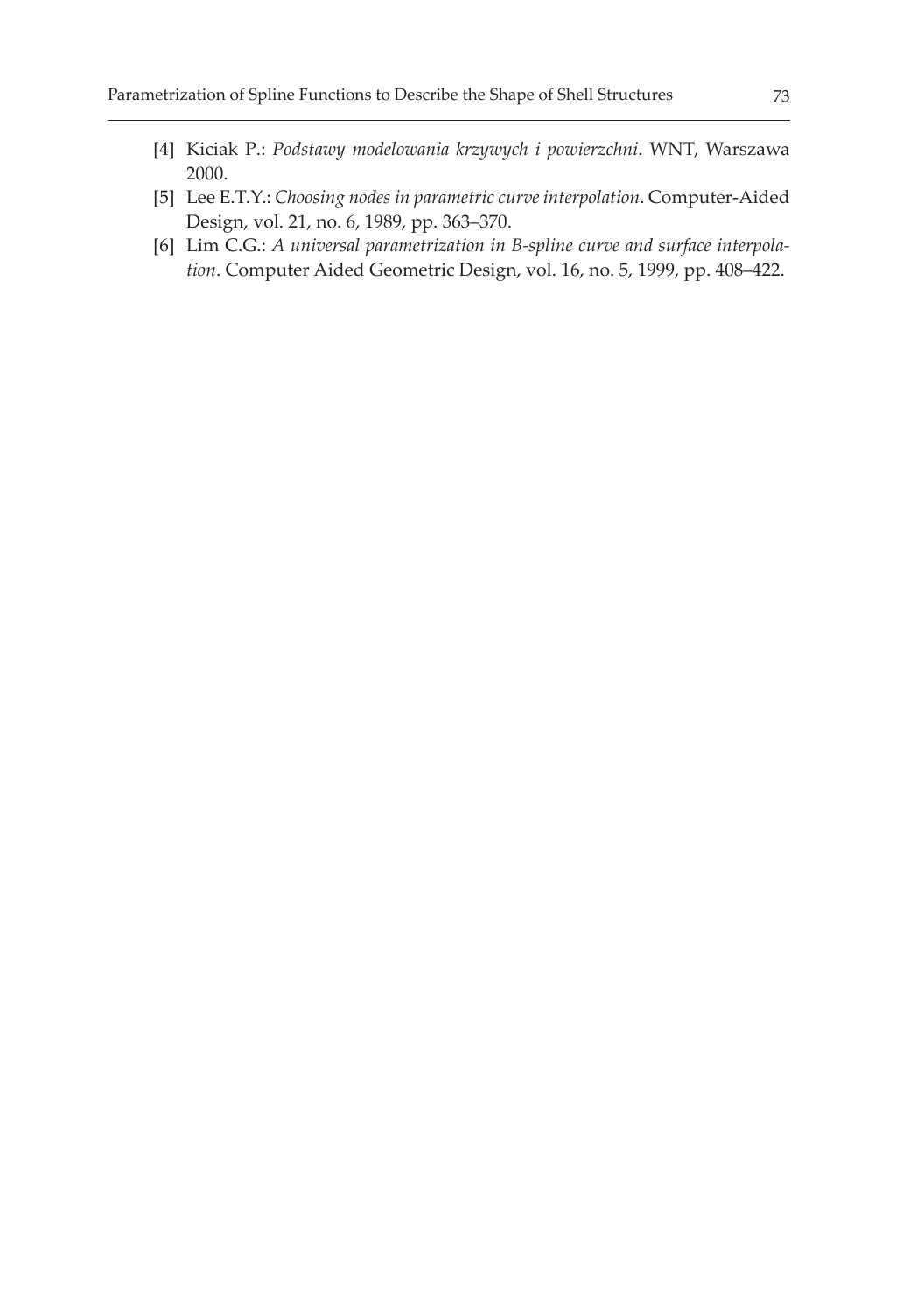[4] Kiciak P.: *Podstawy modelowania krzywych i powierzchni*. WNT, Warszawa 2000.

[5] Lee E.T.Y.: *Choosing nodes in parametric curve interpolation*. Computer-Aided Design, vol. 21, no. 6, 1989, pp. 363–370.

[6] Lim C.G.: *A universal parametrization in B-spline curve and surface interpolation*. Computer Aided Geometric Design, vol. 16, no. 5, 1999, pp. 408–422.